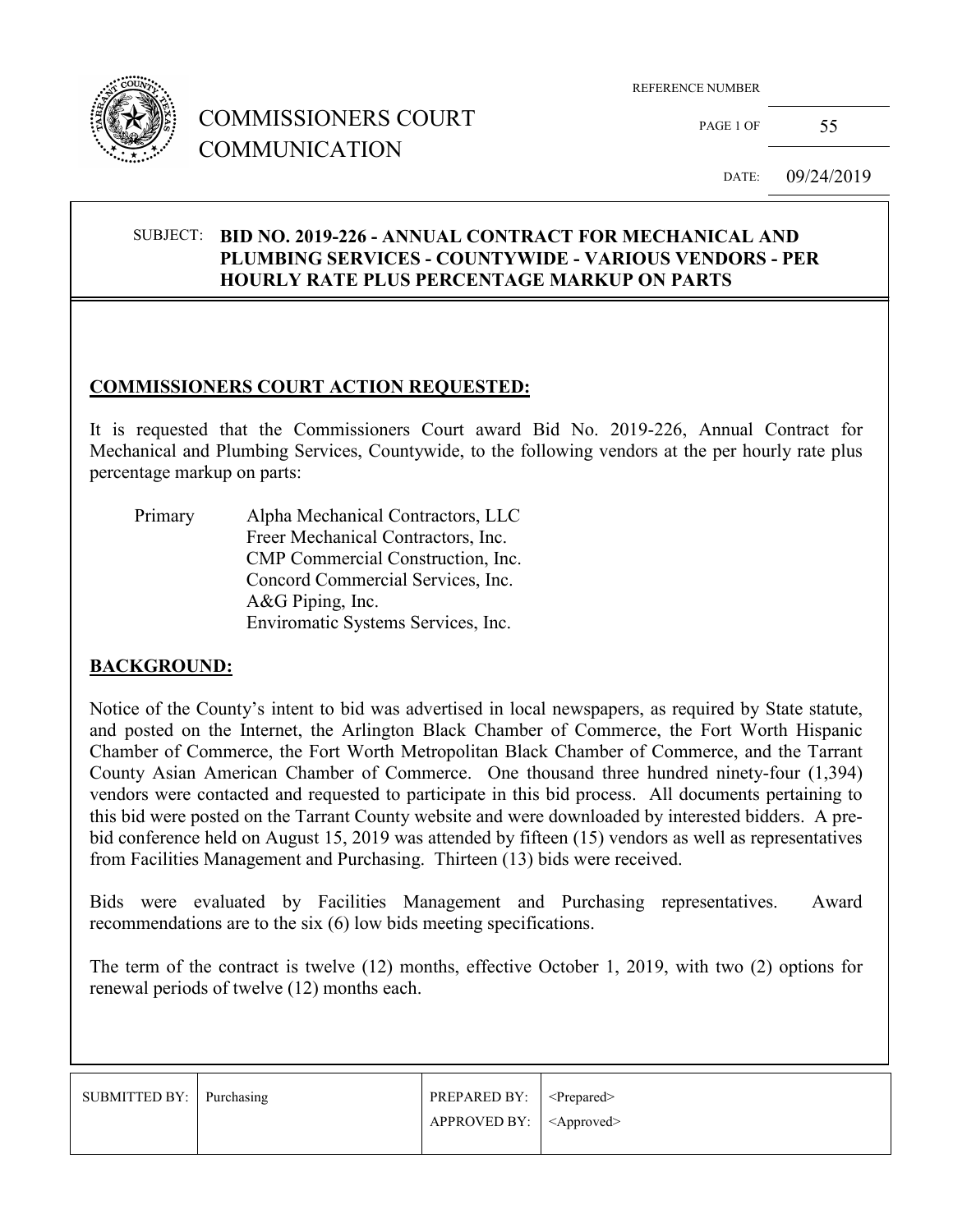# COMMISSIONERS COURT COMMUNICATION

REFERENCE NUMBER

PAGE 1 OF 55

DATE: 09/24/2019

SUBJECT: **BID NO. 2019-226 - ANNUAL CONTRACT FOR MECHANICAL AND PLUMBING SERVICES - COUNTYWIDE - VARIOUS VENDORS - PER HOURLY RATE PLUS PERCENTAGE MARKUP ON PARTS**

## COMMISSIONERS COURT ACTION REQUESTED:

It is requested that the Commissioners Court award Bid No. 2019-226, Annual Contract for Mechanical and Plumbing Services, Countywide, to the following vendors at the per hourly rate plus percentage markup on parts:

Primary
- Alpha Mechanical Contractors, LLC
- Freer Mechanical Contractors, Inc.
- CMP Commercial Construction, Inc.
- Concord Commercial Services, Inc.
- A&G Piping, Inc.
- Enviromatic Systems Services, Inc.

## BACKGROUND:

Notice of the County's intent to bid was advertised in local newspapers, as required by State statute, and posted on the Internet, the Arlington Black Chamber of Commerce, the Fort Worth Hispanic Chamber of Commerce, the Fort Worth Metropolitan Black Chamber of Commerce, and the Tarrant County Asian American Chamber of Commerce. One thousand three hundred ninety-four (1,394) vendors were contacted and requested to participate in this bid process. All documents pertaining to this bid were posted on the Tarrant County website and were downloaded by interested bidders. A pre-bid conference held on August 15, 2019 was attended by fifteen (15) vendors as well as representatives from Facilities Management and Purchasing. Thirteen (13) bids were received.

Bids were evaluated by Facilities Management and Purchasing representatives. Award recommendations are to the six (6) low bids meeting specifications.

The term of the contract is twelve (12) months, effective October 1, 2019, with two (2) options for renewal periods of twelve (12) months each.

| SUBMITTED BY: | Purchasing | PREPARED BY: | <Prepared> |
|---|---|---|---|
| | | APPROVED BY: | <Approved> |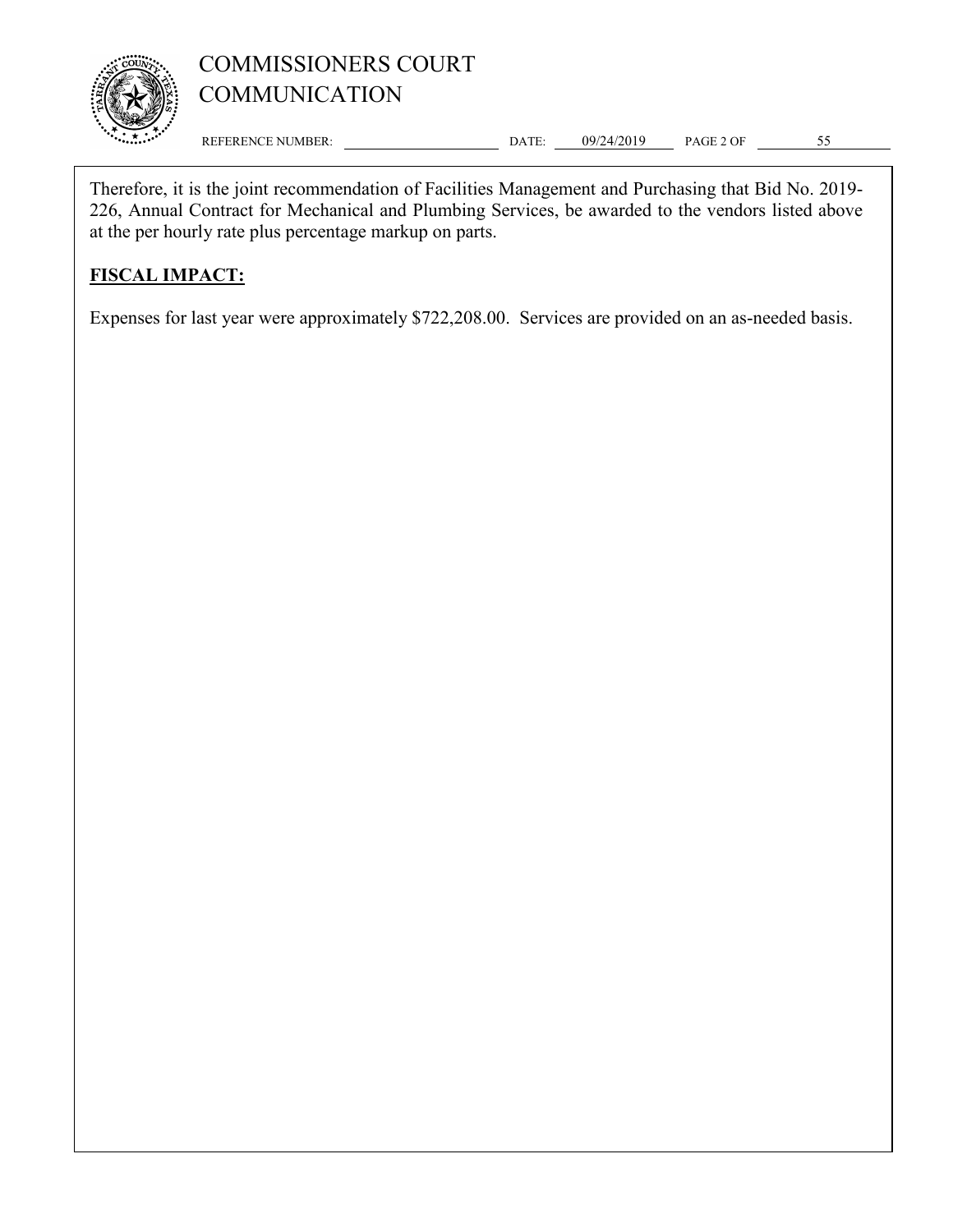Therefore, it is the joint recommendation of Facilities Management and Purchasing that Bid No. 2019-226, Annual Contract for Mechanical and Plumbing Services, be awarded to the vendors listed above at the per hourly rate plus percentage markup on parts.

**FISCAL IMPACT:**

Expenses for last year were approximately $722,208.00. Services are provided on an as-needed basis.